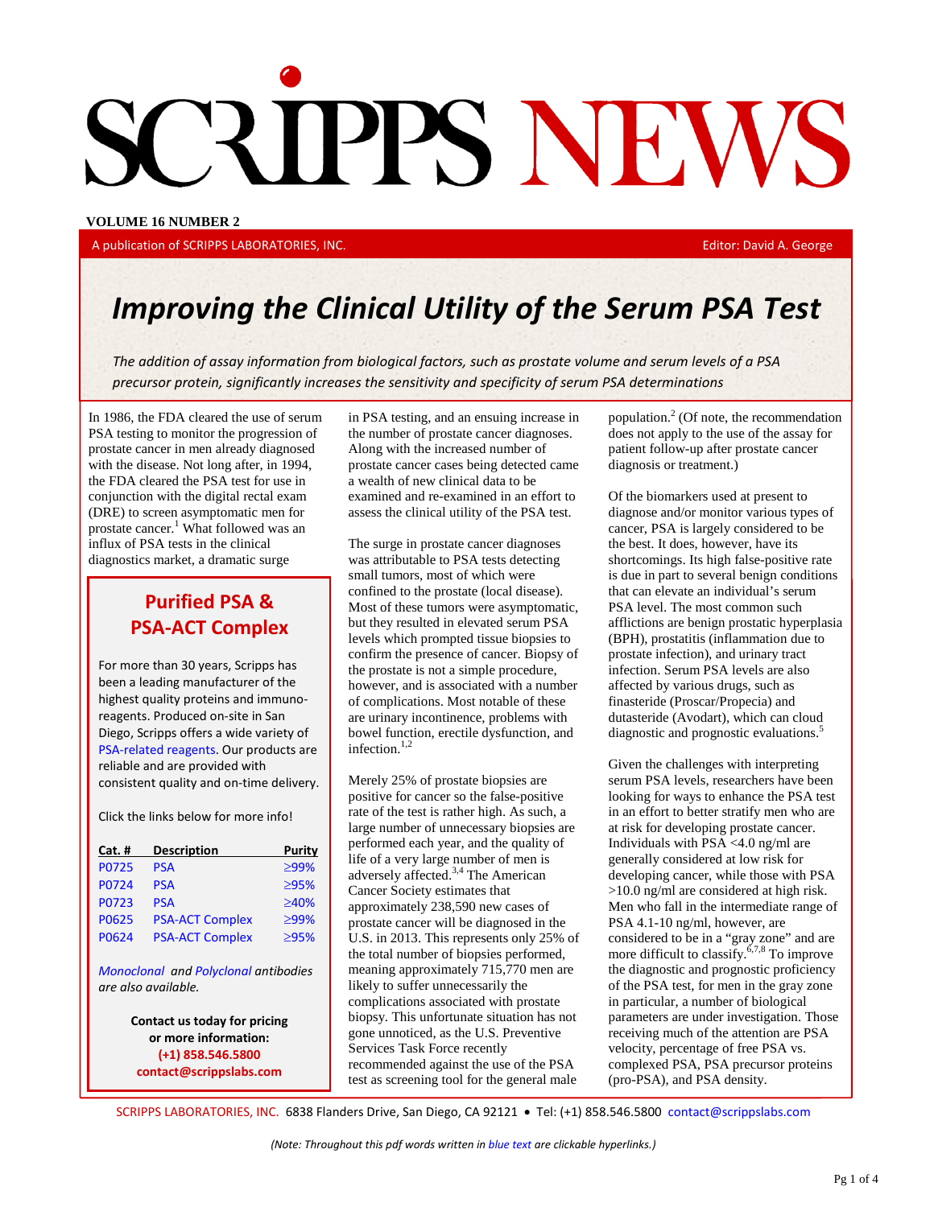# SCRIPPS NEWS

**VOLUME 16 NUMBER 2**

A publication of SCRIPPS LABORATORIES, INC. Editor: David A. George

## *Improving the Clinical Utility of the Serum PSA Test*

*The addition of assay information from biological factors, such as prostate volume and serum levels of a PSA precursor protein, significantly increases the sensitivity and specificity of serum PSA determinations*

In 1986, the FDA cleared the use of serum PSA testing to monitor the progression of prostate cancer in men already diagnosed with the disease. Not long after, in 1994, the FDA cleared the PSA test for use in conjunction with the digital rectal exam (DRE) to screen asymptomatic men for prostate cancer.[1] What followed was an influx of PSA tests in the clinical diagnostics market, a dramatic surge in PSA testing, and an ensuing increase in the number of prostate cancer diagnoses. Along with the increased number of prostate cancer cases being detected came a wealth of new clinical data to be examined and re-examined in an effort to assess the clinical utility of the PSA test.

The surge in prostate cancer diagnoses was attributable to PSA tests detecting small tumors, most of which were confined to the prostate (local disease). Most of these tumors were asymptomatic, but they resulted in elevated serum PSA levels which prompted tissue biopsies to confirm the presence of cancer. Biopsy of the prostate is not a simple procedure, however, and is associated with a number of complications. Most notable of these are urinary incontinence, problems with bowel function, erectile dysfunction, and infection.[1,2]

Merely 25% of prostate biopsies are positive for cancer so the false-positive rate of the test is rather high. As such, a large number of unnecessary biopsies are performed each year, and the quality of life of a very large number of men is adversely affected.[3,4] The American Cancer Society estimates that approximately 238,590 new cases of prostate cancer will be diagnosed in the U.S. in 2013. This represents only 25% of the total number of biopsies performed, meaning approximately 715,770 men are likely to suffer unnecessarily the complications associated with prostate biopsy. This unfortunate situation has not gone unnoticed, as the U.S. Preventive Services Task Force recently recommended against the use of the PSA test as screening tool for the general male population.[2] (Of note, the recommendation does not apply to the use of the assay for patient follow-up after prostate cancer diagnosis or treatment.)

Of the biomarkers used at present to diagnose and/or monitor various types of cancer, PSA is largely considered to be the best. It does, however, have its shortcomings. Its high false-positive rate is due in part to several benign conditions that can elevate an individual's serum PSA level. The most common such afflictions are benign prostatic hyperplasia (BPH), prostatitis (inflammation due to prostate infection), and urinary tract infection. Serum PSA levels are also affected by various drugs, such as finasteride (Proscar/Propecia) and dutasteride (Avodart), which can cloud diagnostic and prognostic evaluations.[5]

Given the challenges with interpreting serum PSA levels, researchers have been looking for ways to enhance the PSA test in an effort to better stratify men who are at risk for developing prostate cancer. Individuals with PSA <4.0 ng/ml are generally considered at low risk for developing cancer, while those with PSA >10.0 ng/ml are considered at high risk. Men who fall in the intermediate range of PSA 4.1-10 ng/ml, however, are considered to be in a "gray zone" and are more difficult to classify.[6,7,8] To improve the diagnostic and prognostic proficiency of the PSA test, for men in the gray zone in particular, a number of biological parameters are under investigation. Those receiving much of the attention are PSA velocity, percentage of free PSA vs. complexed PSA, PSA precursor proteins (pro-PSA), and PSA density.

---

### Purified PSA & PSA-ACT Complex

For more than 30 years, Scripps has been a leading manufacturer of the highest quality proteins and immuno-reagents. Produced on-site in San Diego, Scripps offers a wide variety of PSA-related reagents. Our products are reliable and are provided with consistent quality and on-time delivery.

Click the links below for more info!

| Cat. # | Description | Purity |
|---|---|---|
| P0725 | PSA | ≥99% |
| P0724 | PSA | ≥95% |
| P0723 | PSA | ≥40% |
| P0625 | PSA-ACT Complex | ≥99% |
| P0624 | PSA-ACT Complex | ≥95% |

*Monoclonal and Polyclonal antibodies are also available.*

**Contact us today for pricing or more information:**
**(+1) 858.546.5800**
**contact@scrippslabs.com**

---

SCRIPPS LABORATORIES, INC. 6838 Flanders Drive, San Diego, CA 92121 • Tel: (+1) 858.546.5800 contact@scrippslabs.com

*(Note: Throughout this pdf words written in blue text are clickable hyperlinks.)*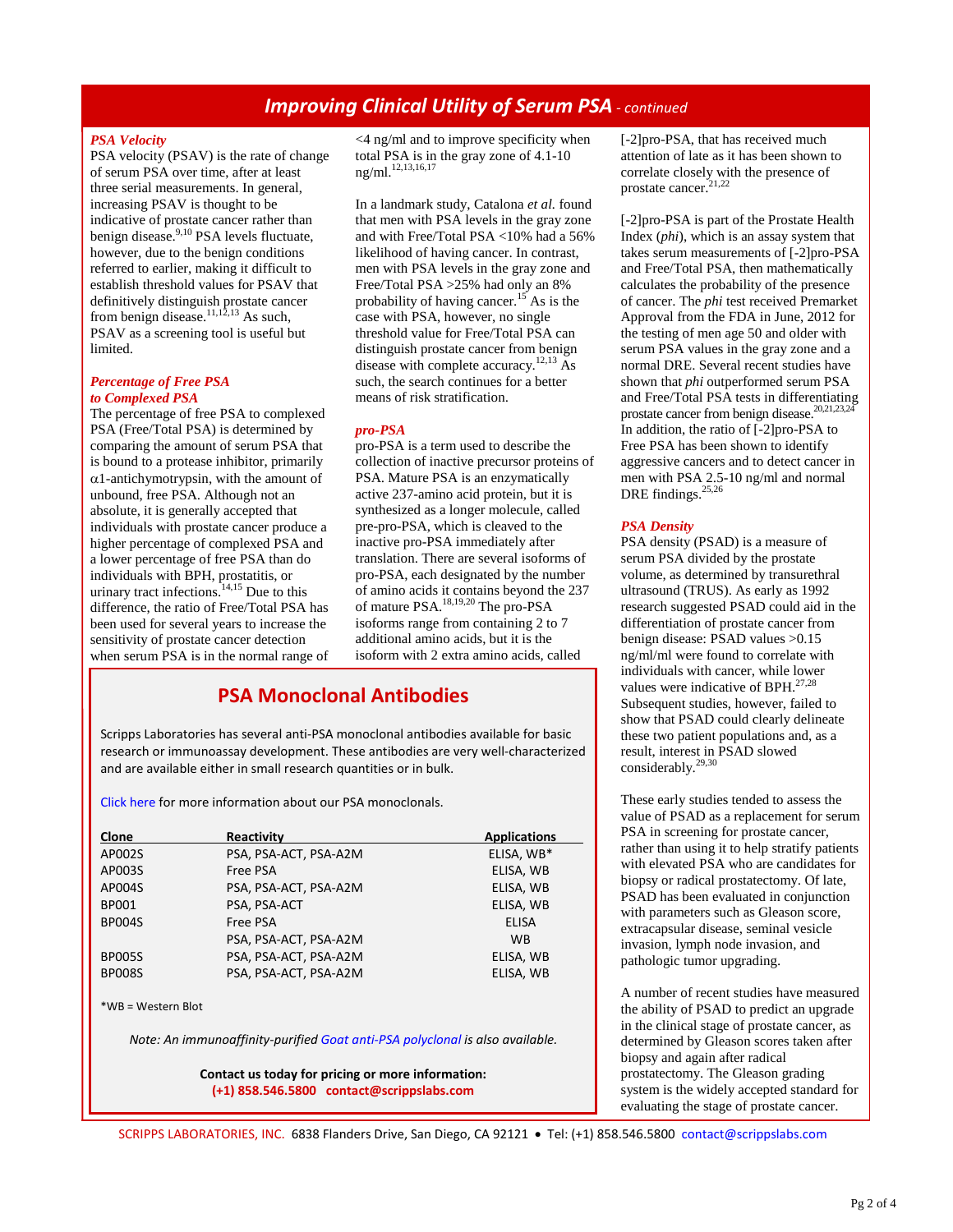## *Improving Clinical Utility of Serum PSA - continued*

***PSA Velocity***

PSA velocity (PSAV) is the rate of change of serum PSA over time, after at least three serial measurements. In general, increasing PSAV is thought to be indicative of prostate cancer rather than benign disease.[9,10] PSA levels fluctuate, however, due to the benign conditions referred to earlier, making it difficult to establish threshold values for PSAV that definitively distinguish prostate cancer from benign disease.[11,12,13] As such, PSAV as a screening tool is useful but limited.

***Percentage of Free PSA to Complexed PSA***

The percentage of free PSA to complexed PSA (Free/Total PSA) is determined by comparing the amount of serum PSA that is bound to a protease inhibitor, primarily $\alpha$1-antichymotrypsin, with the amount of unbound, free PSA. Although not an absolute, it is generally accepted that individuals with prostate cancer produce a higher percentage of complexed PSA and a lower percentage of free PSA than do individuals with BPH, prostatitis, or urinary tract infections.[14,15] Due to this difference, the ratio of Free/Total PSA has been used for several years to increase the sensitivity of prostate cancer detection when serum PSA is in the normal range of <4 ng/ml and to improve specificity when total PSA is in the gray zone of 4.1-10 ng/ml.[12,13,16,17]

In a landmark study, Catalona *et al.* found that men with PSA levels in the gray zone and with Free/Total PSA <10% had a 56% likelihood of having cancer. In contrast, men with PSA levels in the gray zone and Free/Total PSA >25% had only an 8% probability of having cancer.[15] As is the case with PSA, however, no single threshold value for Free/Total PSA can distinguish prostate cancer from benign disease with complete accuracy.[12,13] As such, the search continues for a better means of risk stratification.

***pro-PSA***

pro-PSA is a term used to describe the collection of inactive precursor proteins of PSA. Mature PSA is an enzymatically active 237-amino acid protein, but it is synthesized as a longer molecule, called pre-pro-PSA, which is cleaved to the inactive pro-PSA immediately after translation. There are several isoforms of pro-PSA, each designated by the number of amino acids it contains beyond the 237 of mature PSA.[18,19,20] The pro-PSA isoforms range from containing 2 to 7 additional amino acids, but it is the isoform with 2 extra amino acids, called [-2]pro-PSA, that has received much attention of late as it has been shown to correlate closely with the presence of prostate cancer.[21,22]

[-2]pro-PSA is part of the Prostate Health Index (*phi*), which is an assay system that takes serum measurements of [-2]pro-PSA and Free/Total PSA, then mathematically calculates the probability of the presence of cancer. The *phi* test received Premarket Approval from the FDA in June, 2012 for the testing of men age 50 and older with serum PSA values in the gray zone and a normal DRE. Several recent studies have shown that *phi* outperformed serum PSA and Free/Total PSA tests in differentiating prostate cancer from benign disease.[20,21,23,24] In addition, the ratio of [-2]pro-PSA to Free PSA has been shown to identify aggressive cancers and to detect cancer in men with PSA 2.5-10 ng/ml and normal DRE findings.[25,26]

***PSA Density***

PSA density (PSAD) is a measure of serum PSA divided by the prostate volume, as determined by transurethral ultrasound (TRUS). As early as 1992 research suggested PSAD could aid in the differentiation of prostate cancer from benign disease: PSAD values >0.15 ng/ml/ml were found to correlate with individuals with cancer, while lower values were indicative of BPH.[27,28] Subsequent studies, however, failed to show that PSAD could clearly delineate these two patient populations and, as a result, interest in PSAD slowed considerably.[29,30]

These early studies tended to assess the value of PSAD as a replacement for serum PSA in screening for prostate cancer, rather than using it to help stratify patients with elevated PSA who are candidates for biopsy or radical prostatectomy. Of late, PSAD has been evaluated in conjunction with parameters such as Gleason score, extracapsular disease, seminal vesicle invasion, lymph node invasion, and pathologic tumor upgrading.

A number of recent studies have measured the ability of PSAD to predict an upgrade in the clinical stage of prostate cancer, as determined by Gleason scores taken after biopsy and again after radical prostatectomy. The Gleason grading system is the widely accepted standard for evaluating the stage of prostate cancer.

---

### PSA Monoclonal Antibodies

Scripps Laboratories has several anti-PSA monoclonal antibodies available for basic research or immunoassay development. These antibodies are very well-characterized and are available either in small research quantities or in bulk.

Click here for more information about our PSA monoclonals.

| Clone | Reactivity | Applications |
|---|---|---|
| AP002S | PSA, PSA-ACT, PSA-A2M | ELISA, WB* |
| AP003S | Free PSA | ELISA, WB |
| AP004S | PSA, PSA-ACT, PSA-A2M | ELISA, WB |
| BP001 | PSA, PSA-ACT | ELISA, WB |
| BP004S | Free PSA | ELISA |
| | PSA, PSA-ACT, PSA-A2M | WB |
| BP005S | PSA, PSA-ACT, PSA-A2M | ELISA, WB |
| BP008S | PSA, PSA-ACT, PSA-A2M | ELISA, WB |

*WB = Western Blot

*Note: An immunoaffinity-purified Goat anti-PSA polyclonal is also available.*

**Contact us today for pricing or more information:**
**(+1) 858.546.5800 contact@scrippslabs.com**

---

SCRIPPS LABORATORIES, INC. 6838 Flanders Drive, San Diego, CA 92121 • Tel: (+1) 858.546.5800 contact@scrippslabs.com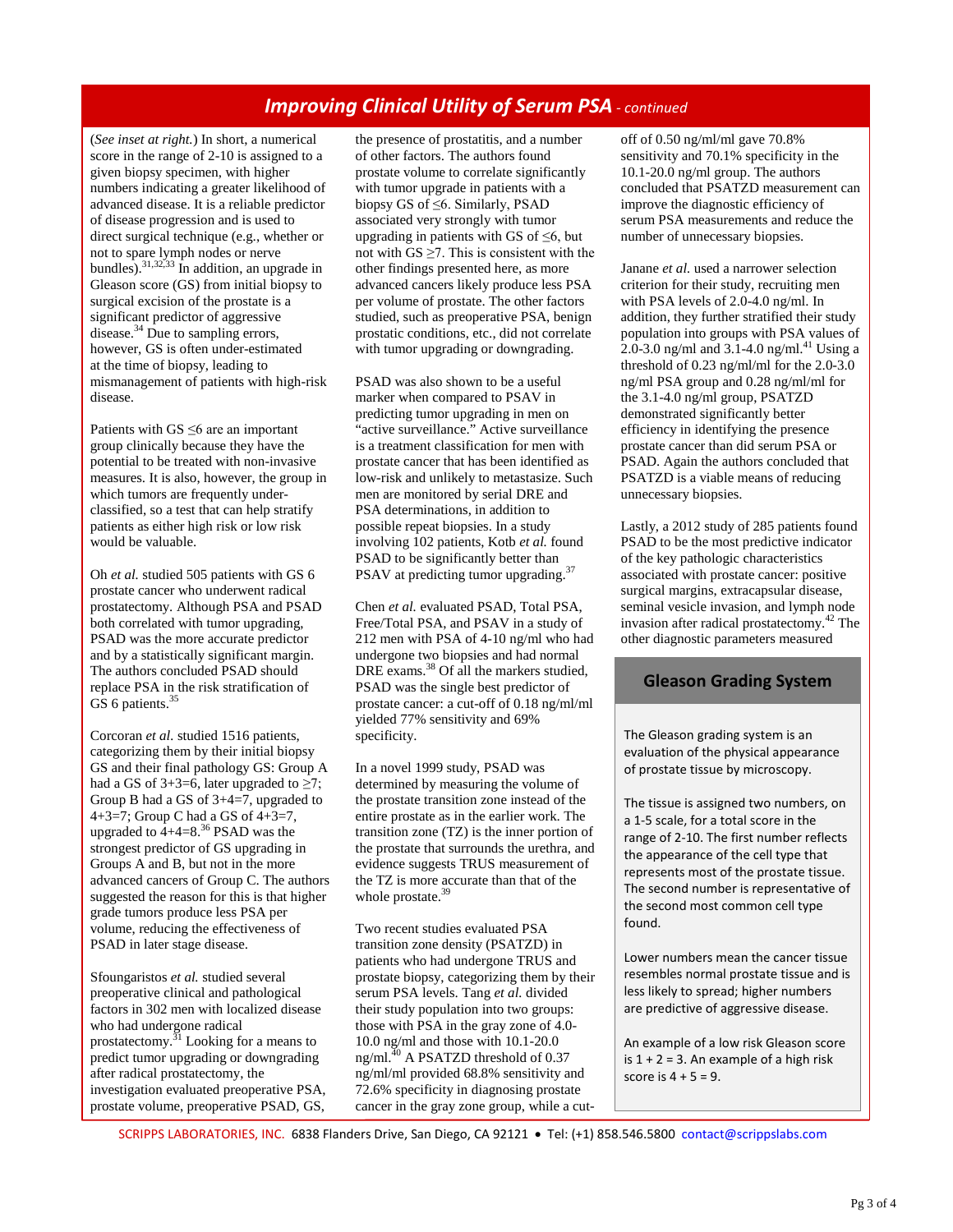## *Improving Clinical Utility of Serum PSA* - continued

(*See inset at right.*) In short, a numerical score in the range of 2-10 is assigned to a given biopsy specimen, with higher numbers indicating a higher likelihood of advanced disease. It is a reliable predictor of disease progression and is used to direct surgical technique (e.g., whether or not to spare lymph nodes or nerve bundles).[31,32,33] In addition, an upgrade in Gleason score (GS) from initial biopsy to surgical excision of the prostate is a significant predictor of aggressive disease.[34] Due to sampling errors, however, GS is often under-estimated at the time of biopsy, leading to mismanagement of patients with high-risk disease.

Patients with GS ≤6 are an important group clinically because they have the potential to be treated with non-invasive measures. It is also, however, the group in which tumors are frequently under-classified, so a test that can help stratify patients as either high risk or low risk would be valuable.

Oh *et al.* studied 505 patients with GS 6 prostate cancer who underwent radical prostatectomy. Although PSA and PSAD both correlated with tumor upgrading, PSAD was the more accurate predictor and by a statistically significant margin. The authors concluded PSAD should replace PSA in the risk stratification of GS 6 patients.[35]

Corcoran *et al.* studied 1516 patients, categorizing them by their initial biopsy GS and their final pathology GS: Group A had a GS of 3+3=6, later upgraded to ≥7; Group B had a GS of 3+4=7, upgraded to 4+3=7; Group C had a GS of 4+3=7, upgraded to 4+4=8.[36] PSAD was the strongest predictor of GS upgrading in Groups A and B, but not in the more advanced cancers of Group C. The authors suggested the reason for this is that higher grade tumors produce less PSA per volume, reducing the effectiveness of PSAD in later stage disease.

Sfoungaristos *et al.* studied several preoperative clinical and pathological factors in 302 men with localized disease who had undergone radical prostatectomy.[31] Looking for a means to predict tumor upgrading or downgrading after radical prostatectomy, the investigation evaluated preoperative PSA, prostate volume, preoperative PSAD, GS, the presence of prostatitis, and a number of other factors. The authors found prostate volume to correlate significantly with tumor upgrade in patients with a biopsy GS of ≤6. Similarly, PSAD associated very strongly with tumor upgrading in patients with GS of ≤6, but not with GS ≥7. This is consistent with the other findings presented here, as more advanced cancers likely produce less PSA per volume of prostate. The other factors studied, such as preoperative PSA, benign prostatic conditions, etc., did not correlate with tumor upgrading or downgrading.

PSAD was also shown to be a useful marker when compared to PSAV in predicting tumor upgrading in men on "active surveillance." Active surveillance is a treatment classification for men with prostate cancer that has been identified as low-risk and unlikely to metastasize. Such men are monitored by serial DRE and PSA determinations, in addition to possible repeat biopsies. In a study involving 102 patients, Kotb *et al.* found PSAD to be significantly better than PSAV at predicting tumor upgrading.[37]

Chen *et al.* evaluated PSAD, Total PSA, Free/Total PSA, and PSAV in a study of 212 men with PSA of 4-10 ng/ml who had undergone two biopsies and had normal DRE exams.[38] Of all the markers studied, PSAD was the single best predictor of prostate cancer: a cut-off of 0.18 ng/ml/ml yielded 77% sensitivity and 69% specificity.

In a novel 1999 study, PSAD was determined by measuring the volume of the prostate transition zone instead of the entire prostate as in the earlier work. The transition zone (TZ) is the inner portion of the prostate that surrounds the urethra, and evidence suggests TRUS measurement of the TZ is more accurate than that of the whole prostate.[39]

Two recent studies evaluated PSA transition zone density (PSATZD) in patients who had undergone TRUS and prostate biopsy, categorizing them by their serum PSA levels. Tang *et al.* divided their study population into two groups: those with PSA in the gray zone of 4.0-10.0 ng/ml and those with 10.1-20.0 ng/ml.[40] A PSATZD threshold of 0.37 ng/ml/ml provided 68.8% sensitivity and 72.6% specificity in diagnosing prostate cancer in the gray zone group, while a cut-off of 0.50 ng/ml/ml gave 70.8% sensitivity and 70.1% specificity in the 10.1-20.0 ng/ml group. The authors concluded that PSATZD measurement can improve the diagnostic efficiency of serum PSA measurements and reduce the number of unnecessary biopsies.

Janane *et al.* used a narrower selection criterion for their study, recruiting men with PSA levels of 2.0-4.0 ng/ml. In addition, they further stratified their study population into groups with PSA values of 2.0-3.0 ng/ml and 3.1-4.0 ng/ml.[41] Using a threshold of 0.23 ng/ml/ml for the 2.0-3.0 ng/ml PSA group and 0.28 ng/ml/ml for the 3.1-4.0 ng/ml group, PSATZD demonstrated significantly better efficiency in identifying the presence prostate cancer than did serum PSA or PSAD. Again the authors concluded that PSATZD is a viable means of reducing unnecessary biopsies.

Lastly, a 2012 study of 285 patients found PSAD to be the most predictive indicator of the key pathologic characteristics associated with prostate cancer: positive surgical margins, extracapsular disease, seminal vesicle invasion, and lymph node invasion after radical prostatectomy.[42] The other diagnostic parameters measured

### Gleason Grading System

The Gleason grading system is an evaluation of the physical appearance of prostate tissue by microscopy.

The tissue is assigned two numbers, on a 1-5 scale, for a total score in the range of 2-10. The first number reflects the appearance of the cell type that represents most of the prostate tissue. The second number is representative of the second most common cell type found.

Lower numbers mean the cancer tissue resembles normal prostate tissue and is less likely to spread; higher numbers are predictive of aggressive disease.

An example of a low risk Gleason score is 1 + 2 = 3. An example of a high risk score is 4 + 5 = 9.

SCRIPPS LABORATORIES, INC. 6838 Flanders Drive, San Diego, CA 92121 • Tel: (+1) 858.546.5800 contact@scrippslabs.com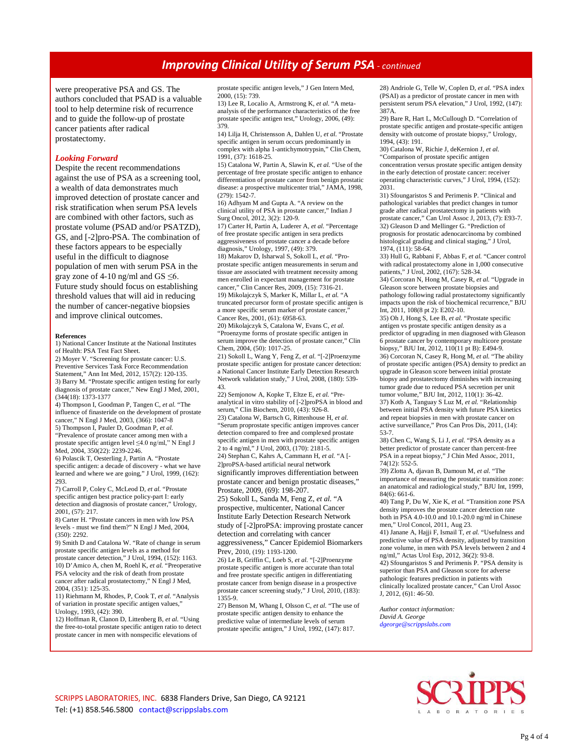were preoperative PSA and GS. The authors concluded that PSAD is a valuable tool to help determine risk of recurrence and to guide the follow-up of prostate cancer patients after radical prostatectomy.

### *Looking Forward*

Despite the recent recommendations against the use of PSA as a screening tool, a wealth of data demonstrates much improved detection of prostate cancer and risk stratification when serum PSA levels are combined with other factors, such as prostate volume (PSAD and/or PSATZD), GS, and [-2]pro-PSA. The combination of these factors appears to be especially useful in the difficult to diagnose population of men with serum PSA in the gray zone of 4-10 ng/ml and GS $\leq$6. Future study should focus on establishing threshold values that will aid in reducing the number of cancer-negative biopsies and improve clinical outcomes.

#### References

1) National Cancer Institute at the National Institutes of Health: PSA Test Fact Sheet.
2) Moyer V. "Screening for prostate cancer: U.S. Preventive Services Task Force Recommendation Statement," Ann Int Med, 2012, 157(2): 120-135.
3) Barry M. "Prostate specific antigen testing for early diagnosis of prostate cancer," New Engl J Med, 2001, (344(18): 1373-1377
4) Thompson I, Goodman P, Tangen C, *et al.* "The influence of finasteride on the development of prostate cancer," N Engl J Med, 2003, (366): 1047-8
5) Thompson I, Pauler D, Goodman P, *et al.* "Prevalence of prostate cancer among men with a prostate specific antigen level ≤4.0 ng/ml," N Engl J Med, 2004, 350(22): 2239-2246.
6) Polascik T, Oesterling J, Partin A. "Prostate specific antigen: a decade of discovery - what we have learned and where we are going," J Urol, 1999, (162): 293.
7) Carroll P, Coley C, McLeod D, *et al.* "Prostate specific antigen best practice policy-part I: early detection and diagnosis of prostate cancer," Urology, 2001, (57): 217.
8) Carter H. "Prostate cancers in men with low PSA levels - must we find them?" N Engl J Med, 2004, (350): 2292.
9) Smith D and Catalona W. "Rate of change in serum prostate specific antigen levels as a method for prostate cancer detection," J Urol, 1994, (152): 1163.
10) D'Amico A, chen M, Roehl K, *et al.* "Preoperative PSA velocity and the risk of death from prostate cancer after radical prostatectomy," N Engl J Med, 2004, (351): 125-35.
11) Riehmann M, Rhodes, P, Cook T, *et al.* "Analysis of variation in prostate specific antigen values," Urology, 1993, (42): 390.
12) Hoffman R, Clanon D, Littenberg B, *et al.* "Using the free-to-total prostate specific antigen ratio to detect prostate cancer in men with nonspecific elevations of prostate specific antigen levels," J Gen Intern Med, 2000, (15): 739.
13) Lee R, Localio A, Armstrong K, *et al.* "A meta-analysis of the performance characteristics of the free prostate specific antigen test," Urology, 2006, (49): 379.
14) Lilja H, Christensson A, Dahlen U, *et al.* "Prostate specific antigen in serum occurs predominantly in complex with alpha 1-antichymotrypsin," Clin Chem, 1991, (37): 1618-25.
15) Catalona W, Partin A, Slawin K, *et al.* "Use of the percentage of free prostate specific antigen to enhance differentiation of prostate cancer from benign prostatic disease: a prospective multicenter trial," JAMA, 1998, (279): 1542-7.
16) Adhyam M and Gupta A. "A review on the clinical utility of PSA in prostate cancer," Indian J Surg Oncol, 2012, 3(2): 120-9.
17) Carter H, Partin A, Luderer A, *et al.* "Percentage of free prostate specific antigen in sera predicts aggressiveness of prostate cancer a decade before diagnosis," Urology, 1997, (49): 379.
18) Makarov D, Isharwal S, Sokoll L, *et al.* "Pro-prostate specific antigen measurements in serum and tissue are associated with treatment necessity among men enrolled in expectant management for prostate cancer," Clin Cancer Res, 2009, (15): 7316-21.
19) Mikolajczyk S, Marker K, Millar L, *et al.* "A truncated precursor form of prostate specific antigen is a more specific serum marker of prostate cancer," Cancer Res, 2001, (61): 6958-63.
20) Mikolajczyk S, Catalona W, Evans C, *et al.* "Proenzyme forms of prostate specific antigen in serum improve the detection of prostate cancer," Clin Chem, 2004, (50): 1017-25.
21) Sokoll L, Wang Y, Feng Z, *et al.* "[-2]Proenzyme prostate specific antigen for prostate cancer detection: a National Cancer Institute Early Detection Research Network validation study," J Urol, 2008, (180): 539-43.
22) Semjonow A, Kopke T, Eltze E, *et al.* "Pre-analytical in vitro stability of [-2]proPSA in blood and serum," Clin Biochem, 2010, (43): 926-8.
23) Catalona W, Bartsch G, Rittenhouse H, *et al.* "Serum proprostate specific antigen improves cancer detection compared to free and complexed prostate specific antigen in men with prostate specific antigen 2 to 4 ng/ml," J Urol, 2003, (170): 2181-5.
24) Stephan C, Kahrs A, Cammann H, *et al.* "A [-2]proPSA-based artificial neural network significantly improves differentiation between prostate cancer and benign prostatic diseases," Prostate, 2009, (69): 198-207.
25) Sokoll L, Sanda M, Feng Z, *et al.* "A prospective, multicenter, National Cancer Institute Early Detection Research Network study of [-2]proPSA: improving prostate cancer detection and correlating with cancer aggressiveness," Cancer Epidemiol Biomarkers Prev, 2010, (19): 1193-1200.
26) Le B, Griffin C, Loeb S, *et al.* "[-2]Proenzyme prostate specific antigen is more accurate than total and free prostate specific antigen in differentiating prostate cancer from benign disease in a prospective prostate cancer screening study," J Urol, 2010, (183): 1355-9.
27) Benson M, Whang I, Olsson C, *et al.* "The use of prostate specific antigen density to enhance the predictive value of intermediate levels of serum prostate specific antigen," J Urol, 1992, (147): 817.
28) Andriole G, Telle W, Coplen D, *et al.* "PSA index (PSAI) as a predictor of prostate cancer in men with persistent serum PSA elevation," J Urol, 1992, (147): 387A.
29) Bare R, Hart L, McCullough D. "Correlation of prostate specific antigen and prostate-specific antigen density with outcome of prostate biopsy," Urology, 1994, (43): 191.
30) Catalona W, Richie J, deKernion J, *et al.* "Comparison of prostate specific antigen concentration versus prostate specific antigen density in the early detection of prostate cancer: receiver operating characteristic curves," J Urol, 1994, (152): 2031.
31) Sfoungaristos S and Perimenis P. "Clinical and pathological variables that predict changes in tumor grade after radical prostatectomy in patients with prostate cancer," Can Urol Assoc J, 2013, (7): E93-7.
32) Gleason D and Mellinger G. "Prediction of prognosis for prostatic adenocarcinoma by combined histological grading and clinical staging," J Urol, 1974, (111): 58-64.
33) Hull G, Rabbani F, Abbas F, *et al.* "Cancer control with radical prostatectomy alone in 1,000 consecutive patients," J Urol, 2002, (167): 528-34.
34) Corcoran N, Hong M, Casey R, *et al.* "Upgrade in Gleason score between prostate biopsies and pathology following radial prostatectomy significantly impacts upon the risk of biochemical recurrence," BJU Int, 2011, 108(8 pt 2): E202-10.
35) Oh J, Hong S, Lee B, *et al.* "Prostate specific antigen vs prostate specific antigen density as a predictor of upgrading in men diagnosed with Gleason 6 prostate cancer by contemporary multicore prostate biopsy," BJU Int, 2012, 110(11 pt B): E494-9.
36) Corcoran N, Casey R, Hong M, *et al.* "The ability of prostate specific antigen (PSA) density to predict an upgrade in Gleason score between initial prostate biopsy and prostatectomy diminishes with increasing tumor grade due to reduced PSA secretion per unit tumor volume," BJU Int, 2012, 110(1): 36-42.
37) Kotb A, Tanguay S Luz M, *et al.* "Relationship between initial PSA density with future PSA kinetics and repeat biopsies in men with prostate cancer on active surveillance," Pros Can Pros Dis, 2011, (14): 53-7.
38) Chen C, Wang S, Li J, *et al.* "PSA density as a better predictor of prostate cancer than percent-free PSA in a repeat biopsy," J Chin Med Assoc, 2011, 74(12): 552-5.
39) Zlotta A, djavan B, Damoun M, *et al.* "The importance of measuring the prostatic transition zone: an anatomical and radiological study," BJU Int, 1999, 84(6): 661-6.
40) Tang P, Du W, Xie K, *et al.* "Transition zone PSA density improves the prostate cancer detection rate both in PSA 4.0-10.0 and 10.1-20.0 ng/ml in Chinese men," Urol Concol, 2011, Aug 23.
41) Janane A, Hajji F, Ismail T, *et al.* "Usefulness and predictive value of PSA density, adjusted by transition zone volume, in men with PSA levels between 2 and 4 ng/ml," Actas Urol Esp, 2012, 36(2): 93-8.
42) Sfoungaristos S and Perimenis P. "PSA density is superior than PSA and Gleason score for adverse pathologic features prediction in patients with clinically localized prostate cancer," Can Urol Assoc J, 2012, (6)1: 46-50.

*Author contact information:*
*David A. George*
*dgeorge@scrippslabs.com*

SCRIPPS LABORATORIES, INC. 6838 Flanders Drive, San Diego, CA 92121
Tel: (+1) 858.546.5800 contact@scrippslabs.com